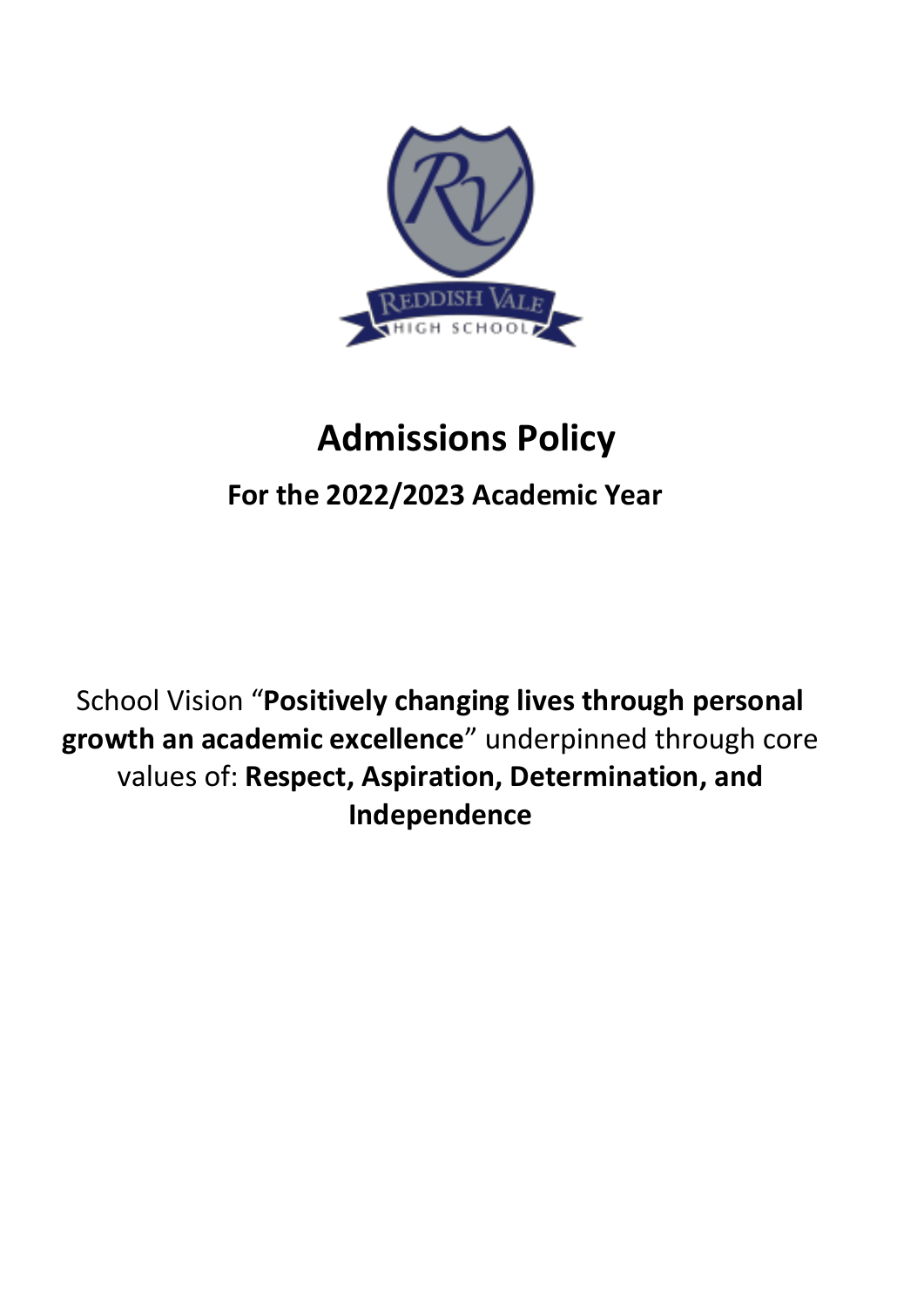# Admissions Policy

## For the 2022/2023 Academic Year

School Vision "**Positively changing lives through personal growth an academic excellence**" underpinned through core values of: **Respect, Aspiration, Determination, and Independence**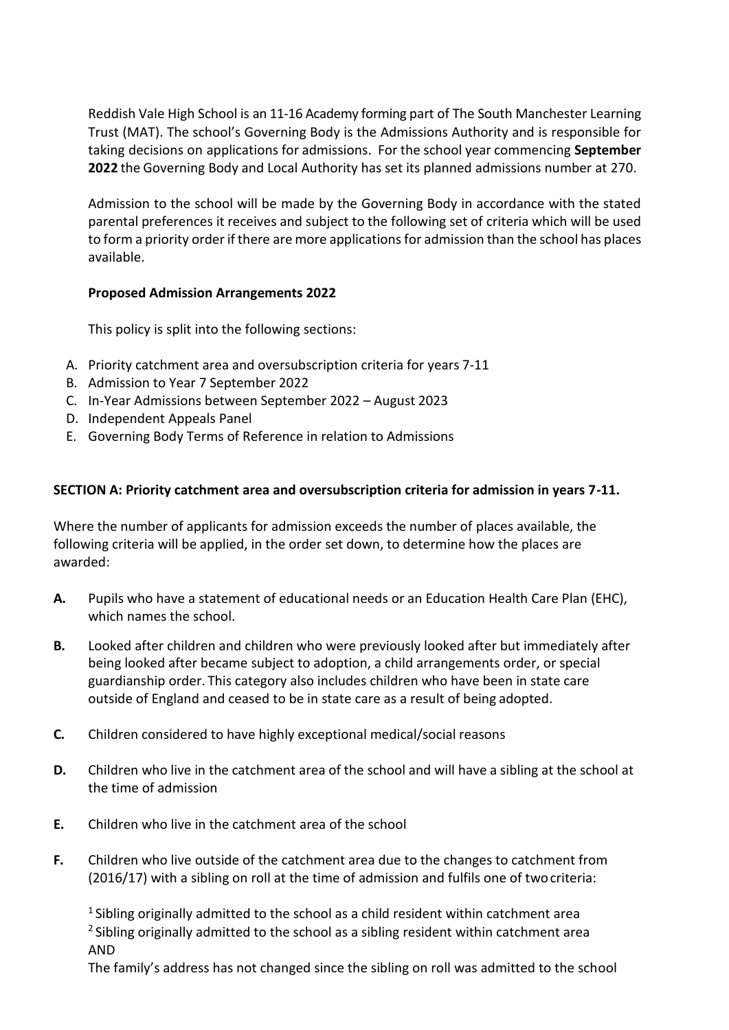Reddish Vale High School is an 11-16 Academy forming part of The South Manchester Learning Trust (MAT). The school's Governing Body is the Admissions Authority and is responsible for taking decisions on applications for admissions. For the school year commencing **September 2022** the Governing Body and Local Authority has set its planned admissions number at 270.

Admission to the school will be made by the Governing Body in accordance with the stated parental preferences it receives and subject to the following set of criteria which will be used to form a priority order if there are more applications for admission than the school has places available.

**Proposed Admission Arrangements 2022**

This policy is split into the following sections:

A. Priority catchment area and oversubscription criteria for years 7-11
B. Admission to Year 7 September 2022
C. In-Year Admissions between September 2022 – August 2023
D. Independent Appeals Panel
E. Governing Body Terms of Reference in relation to Admissions

## SECTION A: Priority catchment area and oversubscription criteria for admission in years 7-11.

Where the number of applicants for admission exceeds the number of places available, the following criteria will be applied, in the order set down, to determine how the places are awarded:

**A.** Pupils who have a statement of educational needs or an Education Health Care Plan (EHC), which names the school.

**B.** Looked after children and children who were previously looked after but immediately after being looked after became subject to adoption, a child arrangements order, or special guardianship order. This category also includes children who have been in state care outside of England and ceased to be in state care as a result of being adopted.

**C.** Children considered to have highly exceptional medical/social reasons

**D.** Children who live in the catchment area of the school and will have a sibling at the school at the time of admission

**E.** Children who live in the catchment area of the school

**F.** Children who live outside of the catchment area due to the changes to catchment from (2016/17) with a sibling on roll at the time of admission and fulfils one of two criteria:

[1] Sibling originally admitted to the school as a child resident within catchment area
[2] Sibling originally admitted to the school as a sibling resident within catchment area
AND
The family's address has not changed since the sibling on roll was admitted to the school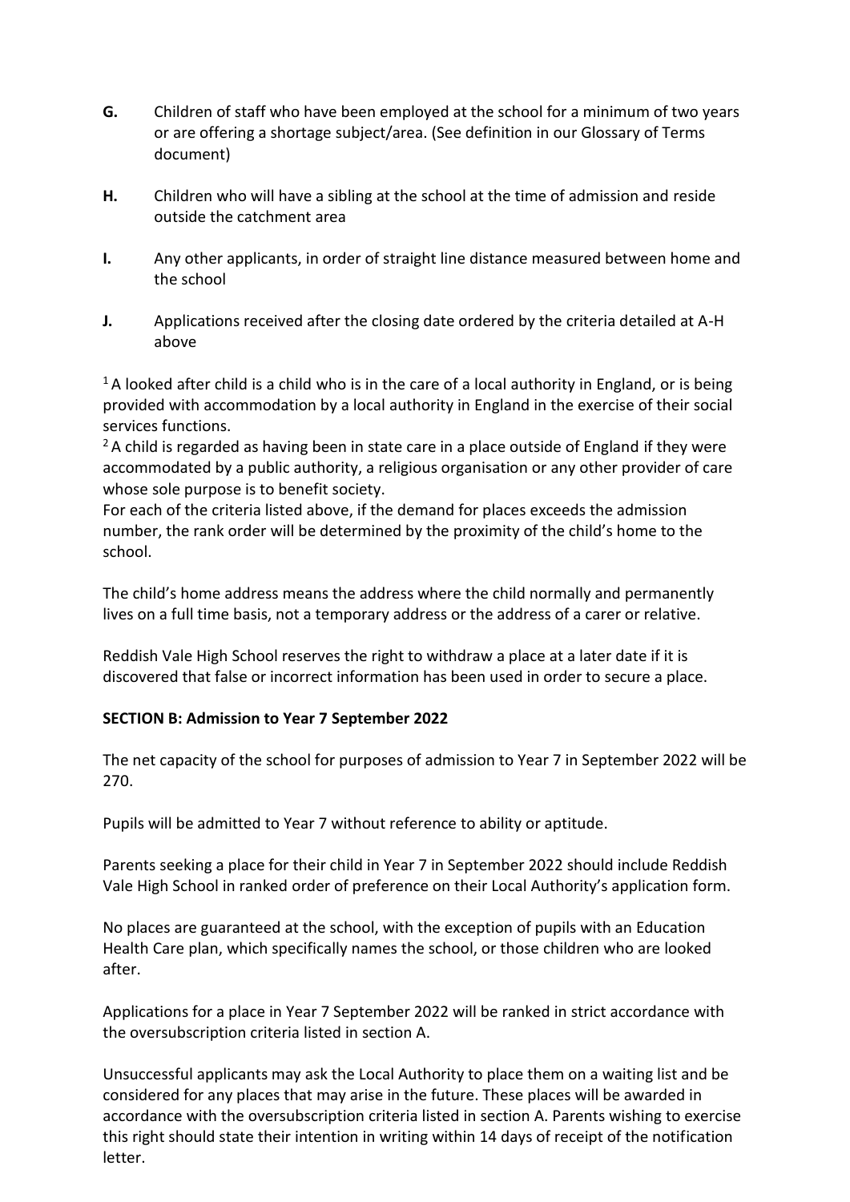**G.** Children of staff who have been employed at the school for a minimum of two years or are offering a shortage subject/area. (See definition in our Glossary of Terms document)

**H.** Children who will have a sibling at the school at the time of admission and reside outside the catchment area

**I.** Any other applicants, in order of straight line distance measured between home and the school

**J.** Applications received after the closing date ordered by the criteria detailed at A-H above

[1] A looked after child is a child who is in the care of a local authority in England, or is being provided with accommodation by a local authority in England in the exercise of their social services functions.
[2] A child is regarded as having been in state care in a place outside of England if they were accommodated by a public authority, a religious organisation or any other provider of care whose sole purpose is to benefit society.
For each of the criteria listed above, if the demand for places exceeds the admission number, the rank order will be determined by the proximity of the child's home to the school.

The child's home address means the address where the child normally and permanently lives on a full time basis, not a temporary address or the address of a carer or relative.

Reddish Vale High School reserves the right to withdraw a place at a later date if it is discovered that false or incorrect information has been used in order to secure a place.

**SECTION B: Admission to Year 7 September 2022**

The net capacity of the school for purposes of admission to Year 7 in September 2022 will be 270.

Pupils will be admitted to Year 7 without reference to ability or aptitude.

Parents seeking a place for their child in Year 7 in September 2022 should include Reddish Vale High School in ranked order of preference on their Local Authority's application form.

No places are guaranteed at the school, with the exception of pupils with an Education Health Care plan, which specifically names the school, or those children who are looked after.

Applications for a place in Year 7 September 2022 will be ranked in strict accordance with the oversubscription criteria listed in section A.

Unsuccessful applicants may ask the Local Authority to place them on a waiting list and be considered for any places that may arise in the future. These places will be awarded in accordance with the oversubscription criteria listed in section A. Parents wishing to exercise this right should state their intention in writing within 14 days of receipt of the notification letter.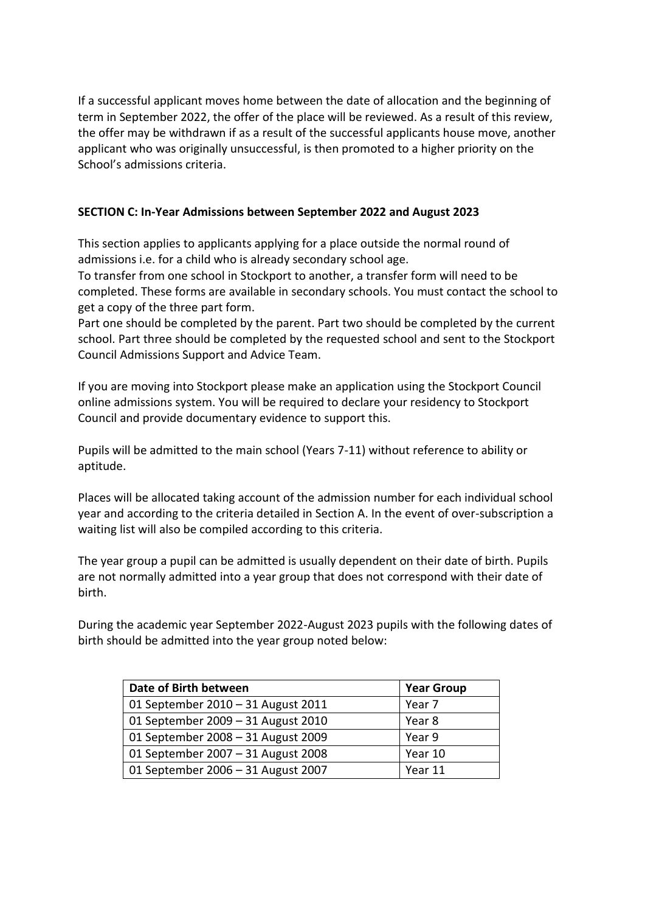If a successful applicant moves home between the date of allocation and the beginning of term in September 2022, the offer of the place will be reviewed. As a result of this review, the offer may be withdrawn if as a result of the successful applicants house move, another applicant who was originally unsuccessful, is then promoted to a higher priority on the School's admissions criteria.

**SECTION C: In-Year Admissions between September 2022 and August 2023**

This section applies to applicants applying for a place outside the normal round of admissions i.e. for a child who is already secondary school age.
To transfer from one school in Stockport to another, a transfer form will need to be completed. These forms are available in secondary schools. You must contact the school to get a copy of the three part form.
Part one should be completed by the parent. Part two should be completed by the current school. Part three should be completed by the requested school and sent to the Stockport Council Admissions Support and Advice Team.

If you are moving into Stockport please make an application using the Stockport Council online admissions system. You will be required to declare your residency to Stockport Council and provide documentary evidence to support this.

Pupils will be admitted to the main school (Years 7-11) without reference to ability or aptitude.

Places will be allocated taking account of the admission number for each individual school year and according to the criteria detailed in Section A. In the event of over-subscription a waiting list will also be compiled according to this criteria.

The year group a pupil can be admitted is usually dependent on their date of birth. Pupils are not normally admitted into a year group that does not correspond with their date of birth.

During the academic year September 2022-August 2023 pupils with the following dates of birth should be admitted into the year group noted below:

| Date of Birth between | Year Group |
|---|---|
| 01 September 2010 – 31 August 2011 | Year 7 |
| 01 September 2009 – 31 August 2010 | Year 8 |
| 01 September 2008 – 31 August 2009 | Year 9 |
| 01 September 2007 – 31 August 2008 | Year 10 |
| 01 September 2006 – 31 August 2007 | Year 11 |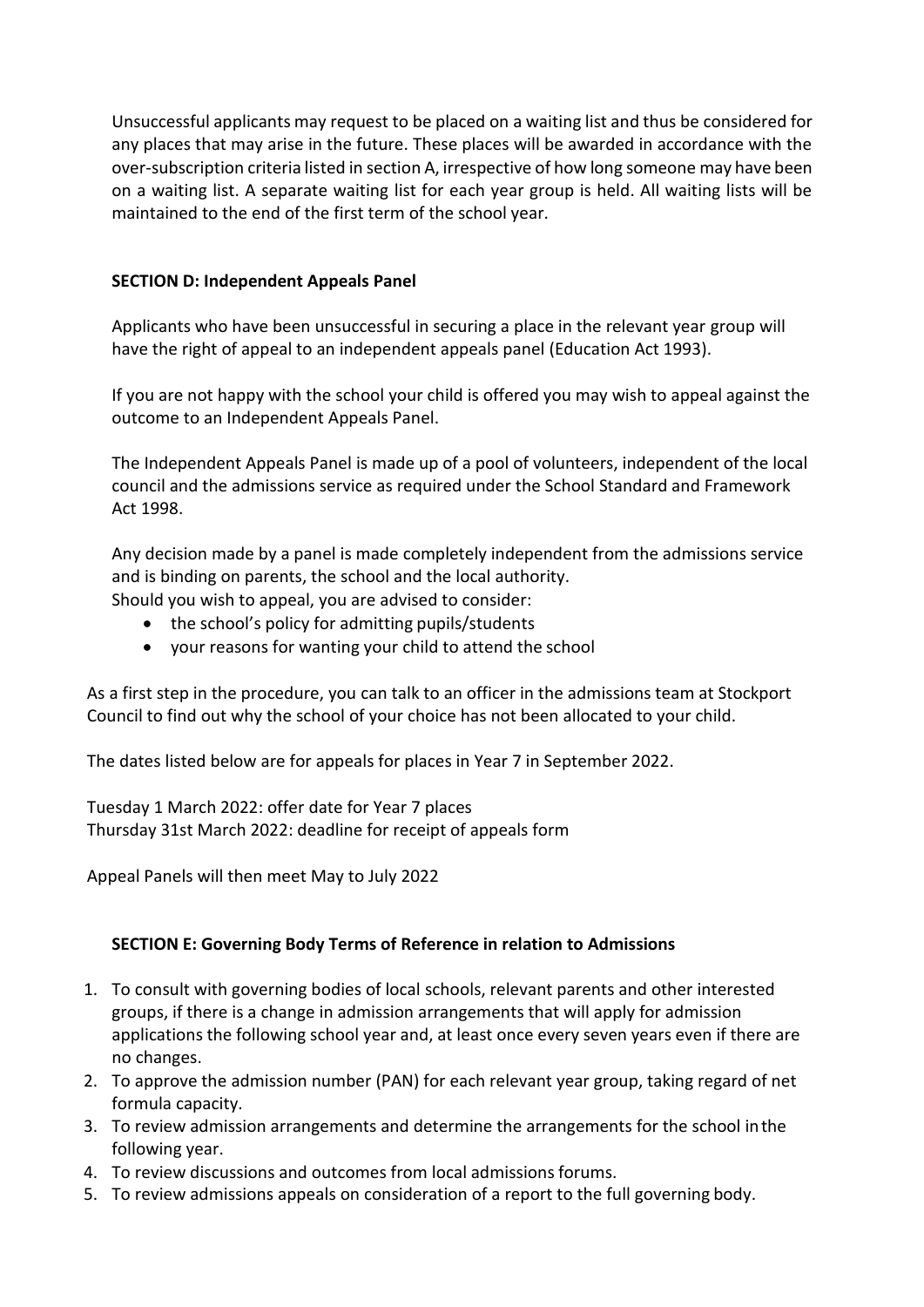Unsuccessful applicants may request to be placed on a waiting list and thus be considered for any places that may arise in the future. These places will be awarded in accordance with the over-subscription criteria listed in section A, irrespective of how long someone may have been on a waiting list. A separate waiting list for each year group is held. All waiting lists will be maintained to the end of the first term of the school year.

**SECTION D: Independent Appeals Panel**

Applicants who have been unsuccessful in securing a place in the relevant year group will have the right of appeal to an independent appeals panel (Education Act 1993).

If you are not happy with the school your child is offered you may wish to appeal against the outcome to an Independent Appeals Panel.

The Independent Appeals Panel is made up of a pool of volunteers, independent of the local council and the admissions service as required under the School Standard and Framework Act 1998.

Any decision made by a panel is made completely independent from the admissions service and is binding on parents, the school and the local authority.
Should you wish to appeal, you are advised to consider:

- the school's policy for admitting pupils/students
- your reasons for wanting your child to attend the school

As a first step in the procedure, you can talk to an officer in the admissions team at Stockport Council to find out why the school of your choice has not been allocated to your child.

The dates listed below are for appeals for places in Year 7 in September 2022.

Tuesday 1 March 2022: offer date for Year 7 places
Thursday 31st March 2022: deadline for receipt of appeals form

Appeal Panels will then meet May to July 2022

**SECTION E: Governing Body Terms of Reference in relation to Admissions**

1. To consult with governing bodies of local schools, relevant parents and other interested groups, if there is a change in admission arrangements that will apply for admission applications the following school year and, at least once every seven years even if there are no changes.
2. To approve the admission number (PAN) for each relevant year group, taking regard of net formula capacity.
3. To review admission arrangements and determine the arrangements for the school in the following year.
4. To review discussions and outcomes from local admissions forums.
5. To review admissions appeals on consideration of a report to the full governing body.